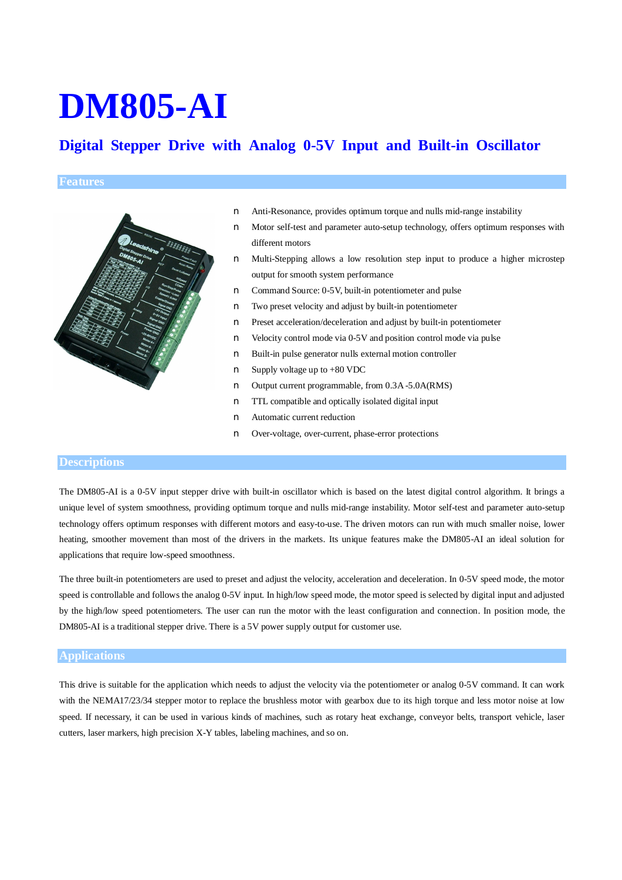# DM805-AI

## Digital Stepper Drive with Analog 0-5V Input and Built-in Oscillator

## Features

- Anti-Resonance, provides optimum torque and nulls mid-range instability
- Motor self-test and parameter auto-setup technology, offers optimum responses with different motors
- Multi-Stepping allows a low resolution step input to produce a higher microstep output for smooth system performance
- Command Source: 0-5V, built-in potentiometer and pulse
- Two preset velocity and adjust by built-in potentiometer
- Preset acceleration/deceleration and adjust by built-in potentiometer
- Velocity control mode via 0-5V and position control mode via pulse
- Built-in pulse generator nulls external motion controller
- Supply voltage up to +80 VDC
- Output current programmable, from 0.3A -5.0A(RMS)
- TTL compatible and optically isolated digital input
- Automatic current reduction
- Over-voltage, over-current, phase-error protections

## Descriptions

The DM805-AI is a 0-5V input stepper drive with built-in oscillator which is based on the latest digital control algorithm. It brings a unique level of system smoothness, providing optimum torque and nulls mid-range instability. Motor self-test and parameter auto-setup technology offers optimum responses with different motors and easy-to-use. The driven motors can run with much smaller noise, lower heating, smoother movement than most of the drivers in the markets. Its unique features make the DM805-AI an ideal solution for applications that require low-speed smoothness.

The three built-in potentiometers are used to preset and adjust the velocity, acceleration and deceleration. In 0-5V speed mode, the motor speed is controllable and follows the analog 0-5V input. In high/low speed mode, the motor speed is selected by digital input and adjusted by the high/low speed potentiometers. The user can run the motor with the least configuration and connection. In position mode, the DM805-AI is a traditional stepper drive. There is a 5V power supply output for customer use.

## Applications

This drive is suitable for the application which needs to adjust the velocity via the potentiometer or analog 0-5V command. It can work with the NEMA17/23/34 stepper motor to replace the brushless motor with gearbox due to its high torque and less motor noise at low speed. If necessary, it can be used in various kinds of machines, such as rotary heat exchange, conveyor belts, transport vehicle, laser cutters, laser markers, high precision X-Y tables, labeling machines, and so on.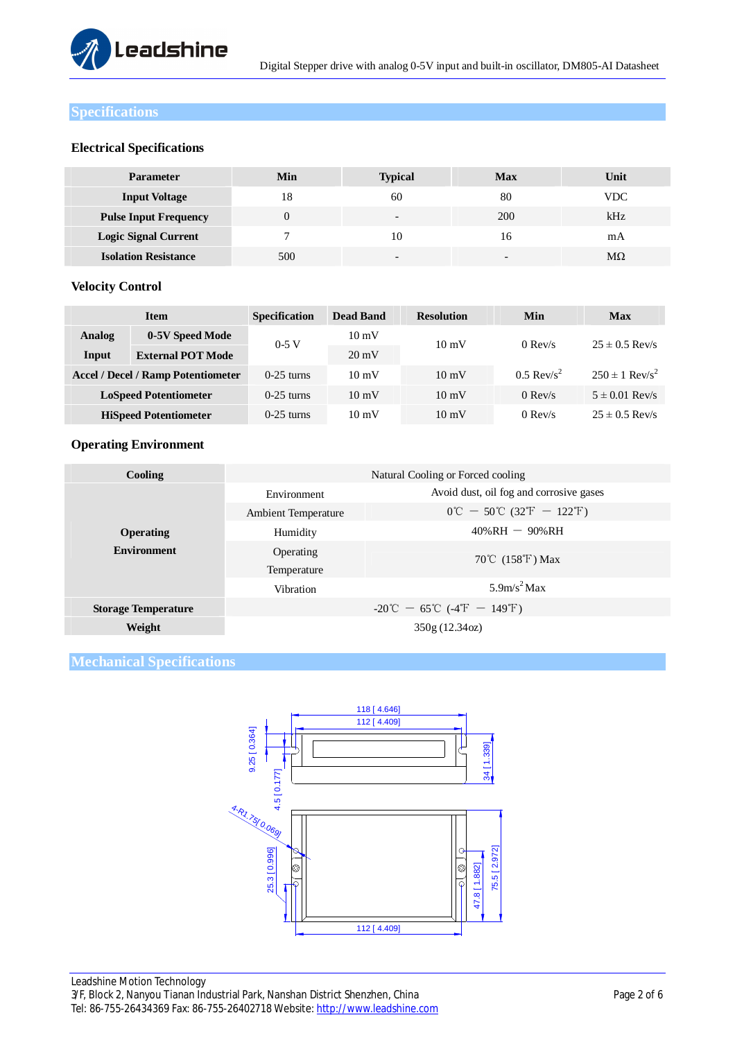## Specifications

### Electrical Specifications

| Parameter | Min | Typical | Max | Unit |
|---|---|---|---|---|
| Input Voltage | 18 | 60 | 80 | VDC |
| Pulse Input Frequency | 0 | - | 200 | kHz |
| Logic Signal Current | 7 | 10 | 16 | mA |
| Isolation Resistance | 500 | - | - | MΩ |

### Velocity Control

| Item | | Specification | Dead Band | Resolution | Min | Max |
|---|---|---|---|---|---|---|
| Analog Input | 0-5V Speed Mode | 0-5 V | 10 mV | 10 mV | 0 Rev/s | 25 ± 0.5 Rev/s |
| | External POT Mode | | 20 mV | | | |
| Accel / Decel / Ramp Potentiometer | | 0-25 turns | 10 mV | 10 mV | 0.5 Rev/s$^2$ | 250 ± 1 Rev/s$^2$ |
| LoSpeed Potentiometer | | 0-25 turns | 10 mV | 10 mV | 0 Rev/s | 5 ± 0.01 Rev/s |
| HiSpeed Potentiometer | | 0-25 turns | 10 mV | 10 mV | 0 Rev/s | 25 ± 0.5 Rev/s |

### Operating Environment

| Cooling | Natural Cooling or Forced cooling | |
|---|---|---|
| Operating Environment | Environment | Avoid dust, oil fog and corrosive gases |
| | Ambient Temperature | 0℃ — 50℃ (32℉ — 122℉) |
| | Humidity | 40%RH — 90%RH |
| | Operating Temperature | 70℃ (158℉) Max |
| | Vibration | 5.9m/s$^2$ Max |
| Storage Temperature | -20℃ — 65℃ (-4℉ — 149℉) | |
| Weight | 350g (12.34oz) | |

## Mechanical Specifications

118 [ 4.646]
112 [ 4.409]
9.25 [ 0.364]
4.5 [0.177]
34 [1.339]
4-R1.75[ 0.069]
25.3 [0.996]
47.8 [ 1.882]
75.5 [ 2.972]
112 [ 4.409]

Leadshine Motion Technology
3/F, Block 2, Nanyou Tianan Industrial Park, Nanshan District Shenzhen, China
Tel: 86-755-26434369 Fax: 86-755-26402718 Website: http://www.leadshine.com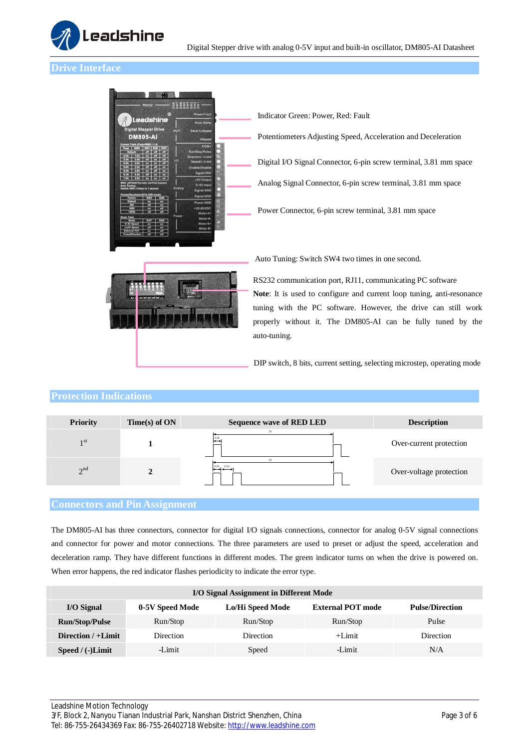## Drive Interface

Indicator Green: Power, Red: Fault

Potentiometers Adjusting Speed, Acceleration and Deceleration

Digital I/O Signal Connector, 6-pin screw terminal, 3.81 mm space

Analog Signal Connector, 6-pin screw terminal, 3.81 mm space

Power Connector, 6-pin screw terminal, 3.81 mm space

Auto Tuning: Switch SW4 two times in one second.

RS232 communication port, RJ11, communicating PC software

**Note**: It is used to configure and current loop tuning, anti-resonance tuning with the PC software. However, the drive can still work properly without it. The DM805-AI can be fully tuned by the auto-tuning.

DIP switch, 8 bits, current setting, selecting microstep, operating mode

## Protection Indications

| Priority | Time(s) of ON | Sequence wave of RED LED | Description |
|---|---|---|---|
| 1st | 1 | | Over-current protection |
| 2nd | 2 | | Over-voltage protection |

## Connectors and Pin Assignment

The DM805-AI has three connectors, connector for digital I/O signals connections, connector for analog 0-5V signal connections and connector for power and motor connections. The three parameters are used to preset or adjust the speed, acceleration and deceleration ramp. They have different functions in different modes. The green indicator turns on when the drive is powered on. When error happens, the red indicator flashes periodicity to indicate the error type.

| I/O Signal Assignment in Different Mode | | | | |
|---|---|---|---|---|
| **I/O Signal** | **0-5V Speed Mode** | **Lo/Hi Speed Mode** | **External POT mode** | **Pulse/Direction** |
| **Run/Stop/Pulse** | Run/Stop | Run/Stop | Run/Stop | Pulse |
| **Direction / +Limit** | Direction | Direction | +Limit | Direction |
| **Speed / (-)Limit** | -Limit | Speed | -Limit | N/A |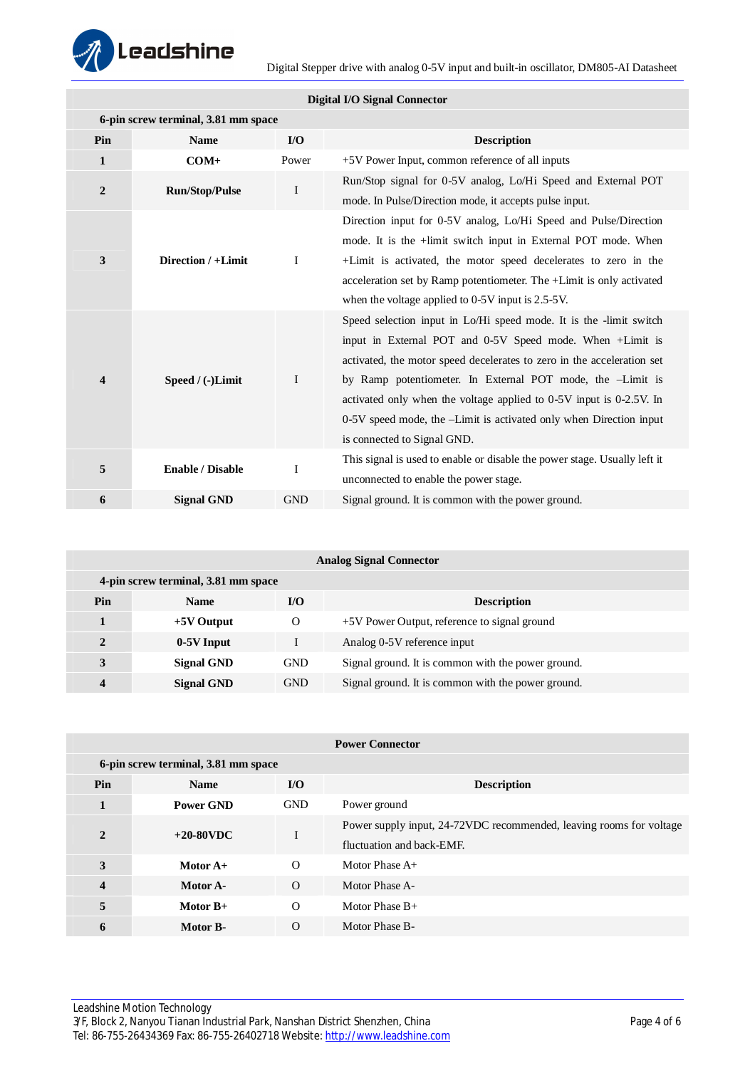| Digital I/O Signal Connector | | | |
|---|---|---|---|
| 6-pin screw terminal, 3.81 mm space | | | |
| **Pin** | **Name** | **I/O** | **Description** |
| **1** | **COM+** | Power | +5V Power Input, common reference of all inputs |
| **2** | **Run/Stop/Pulse** | I | Run/Stop signal for 0-5V analog, Lo/Hi Speed and External POT mode. In Pulse/Direction mode, it accepts pulse input. |
| **3** | **Direction / +Limit** | I | Direction input for 0-5V analog, Lo/Hi Speed and Pulse/Direction mode. It is the +limit switch input in External POT mode. When +Limit is activated, the motor speed decelerates to zero in the acceleration set by Ramp potentiometer. The +Limit is only activated when the voltage applied to 0-5V input is 2.5-5V. |
| **4** | **Speed / (-)Limit** | I | Speed selection input in Lo/Hi speed mode. It is the -limit switch input in External POT and 0-5V Speed mode. When +Limit is activated, the motor speed decelerates to zero in the acceleration set by Ramp potentiometer. In External POT mode, the –Limit is activated only when the voltage applied to 0-5V input is 0-2.5V. In 0-5V speed mode, the –Limit is activated only when Direction input is connected to Signal GND. |
| **5** | **Enable / Disable** | I | This signal is used to enable or disable the power stage. Usually left it unconnected to enable the power stage. |
| **6** | **Signal GND** | GND | Signal ground. It is common with the power ground. |

| Analog Signal Connector | | | |
|---|---|---|---|
| 4-pin screw terminal, 3.81 mm space | | | |
| **Pin** | **Name** | **I/O** | **Description** |
| **1** | **+5V Output** | O | +5V Power Output, reference to signal ground |
| **2** | **0-5V Input** | I | Analog 0-5V reference input |
| **3** | **Signal GND** | GND | Signal ground. It is common with the power ground. |
| **4** | **Signal GND** | GND | Signal ground. It is common with the power ground. |

| Power Connector | | | |
|---|---|---|---|
| 6-pin screw terminal, 3.81 mm space | | | |
| **Pin** | **Name** | **I/O** | **Description** |
| **1** | **Power GND** | GND | Power ground |
| **2** | **+20-80VDC** | I | Power supply input, 24-72VDC recommended, leaving rooms for voltage fluctuation and back-EMF. |
| **3** | **Motor A+** | O | Motor Phase A+ |
| **4** | **Motor A-** | O | Motor Phase A- |
| **5** | **Motor B+** | O | Motor Phase B+ |
| **6** | **Motor B-** | O | Motor Phase B- |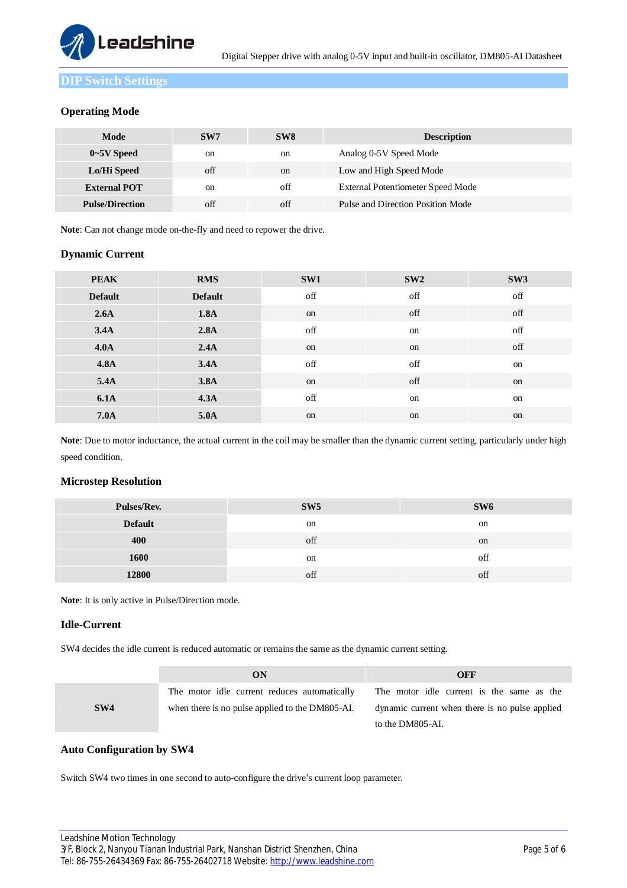## DIP Switch Settings

### Operating Mode

| Mode | SW7 | SW8 | Description |
|---|---|---|---|
| **0~5V Speed** | on | on | Analog 0-5V Speed Mode |
| **Lo/Hi Speed** | off | on | Low and High Speed Mode |
| **External POT** | on | off | External Potentiometer Speed Mode |
| **Pulse/Direction** | off | off | Pulse and Direction Position Mode |

**Note**: Can not change mode on-the-fly and need to repower the drive.

### Dynamic Current

| PEAK | RMS | SW1 | SW2 | SW3 |
|---|---|---|---|---|
| **Default** | **Default** | off | off | off |
| **2.6A** | **1.8A** | on | off | off |
| **3.4A** | **2.8A** | off | on | off |
| **4.0A** | **2.4A** | on | on | off |
| **4.8A** | **3.4A** | off | off | on |
| **5.4A** | **3.8A** | on | off | on |
| **6.1A** | **4.3A** | off | on | on |
| **7.0A** | **5.0A** | on | on | on |

**Note**: Due to motor inductance, the actual current in the coil may be smaller than the dynamic current setting, particularly under high speed condition.

### Microstep Resolution

| Pulses/Rev. | SW5 | SW6 |
|---|---|---|
| **Default** | on | on |
| **400** | off | on |
| **1600** | on | off |
| **12800** | off | off |

**Note**: It is only active in Pulse/Direction mode.

### Idle-Current

SW4 decides the idle current is reduced automatic or remains the same as the dynamic current setting.

| | ON | OFF |
|---|---|---|
| **SW4** | The motor idle current reduces automatically when there is no pulse applied to the DM805-AI. | The motor idle current is the same as the dynamic current when there is no pulse applied to the DM805-AI. |

### Auto Configuration by SW4

Switch SW4 two times in one second to auto-configure the drive's current loop parameter.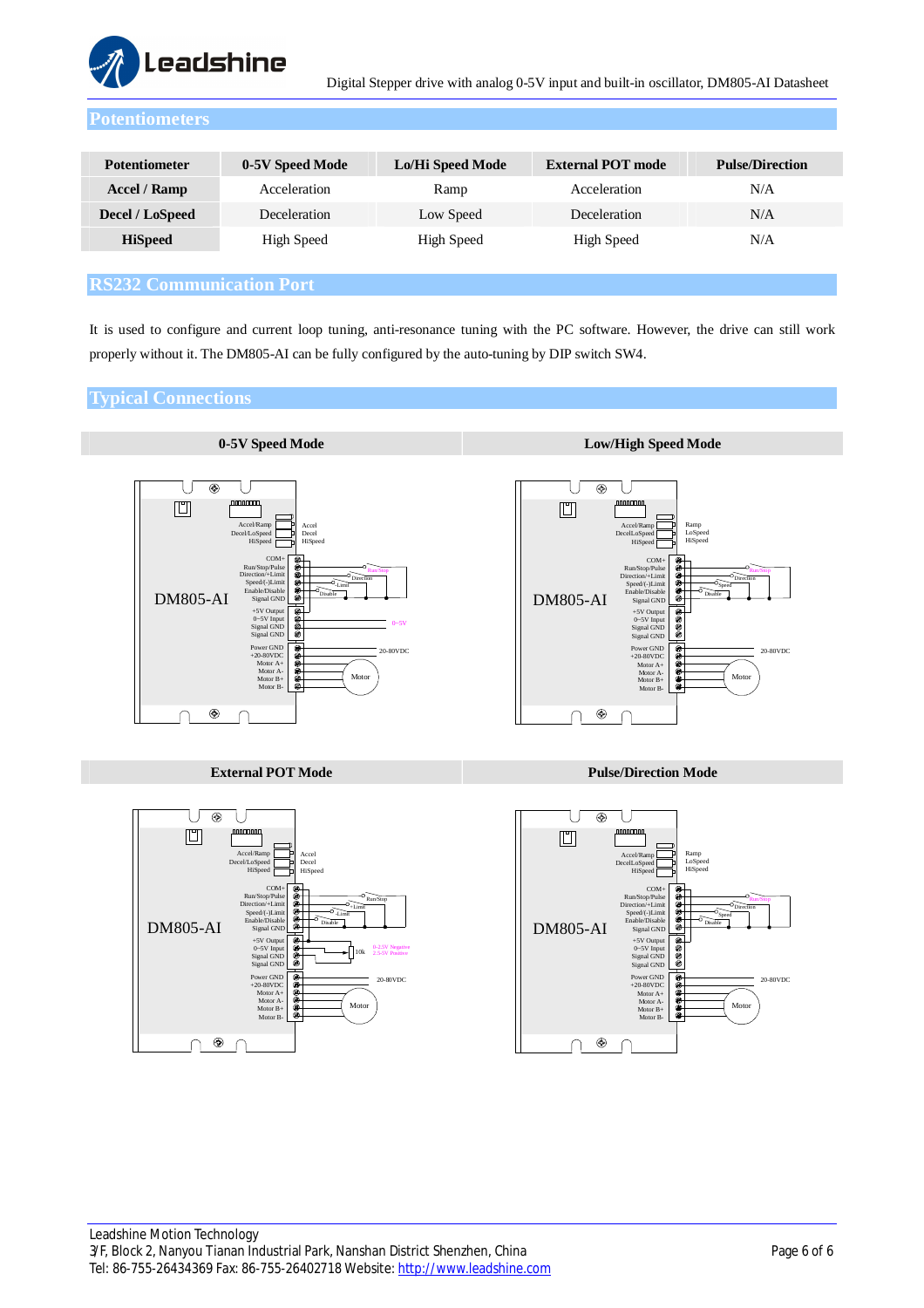## Potentiometers

| Potentiometer | 0-5V Speed Mode | Lo/Hi Speed Mode | External POT mode | Pulse/Direction |
|---|---|---|---|---|
| **Accel / Ramp** | Acceleration | Ramp | Acceleration | N/A |
| **Decel / LoSpeed** | Deceleration | Low Speed | Deceleration | N/A |
| **HiSpeed** | High Speed | High Speed | High Speed | N/A |

## RS232 Communication Port

It is used to configure and current loop tuning, anti-resonance tuning with the PC software. However, the drive can still work properly without it. The DM805-AI can be fully configured by the auto-tuning by DIP switch SW4.

## Typical Connections

**0-5V Speed Mode**

DM805-AI
Accel/Ramp
Decel/LoSpeed
HiSpeed
Accel
Decel
HiSpeed
COM+
Run/Stop/Pulse
Direction/+Limit
Speed/(-)Limit
Enable/Disable
Signal GND
Run/Stop
Direction
Limit
Disable
+5V Output
0~5V Input
Signal GND
Signal GND
0~5V
Power GND
+20-80VDC
Motor A+
Motor A-
Motor B+
Motor B-
20-80VDC
Motor

**Low/High Speed Mode**

DM805-AI
Accel/Ramp
Decel/LoSpeed
HiSpeed
Ramp
LoSpeed
HiSpeed
COM+
Run/Stop/Pulse
Direction/+Limit
Speed/(-)Limit
Enable/Disable
Signal GND
Run/Stop
Direction
Speed
Disable
+5V Output
0~5V Input
Signal GND
Signal GND
Power GND
+20-80VDC
Motor A+
Motor A-
Motor B+
Motor B-
20-80VDC
Motor

**External POT Mode**

DM805-AI
Accel/Ramp
Decel/LoSpeed
HiSpeed
Accel
Decel
HiSpeed
COM+
Run/Stop/Pulse
Direction/+Limit
Speed/(-)Limit
Enable/Disable
Signal GND
Run/Stop
Limit
-Limit
Disable
+5V Output
0~5V Input
Signal GND
Signal GND
10k
0-2.5V Negative
2.5-5V Positive
Power GND
+20-80VDC
Motor A+
Motor A-
Motor B+
Motor B-
20-80VDC
Motor

**Pulse/Direction Mode**

DM805-AI
Accel/Ramp
Decel/LoSpeed
HiSpeed
Ramp
LoSpeed
HiSpeed
COM+
Run/Stop/Pulse
Direction/+Limit
Speed/(-)Limit
Enable/Disable
Signal GND
Run/Stop
Direction
Speed
Disable
+5V Output
0~5V Input
Signal GND
Signal GND
Power GND
+20-80VDC
Motor A+
Motor A-
Motor B+
Motor B-
20-80VDC
Motor